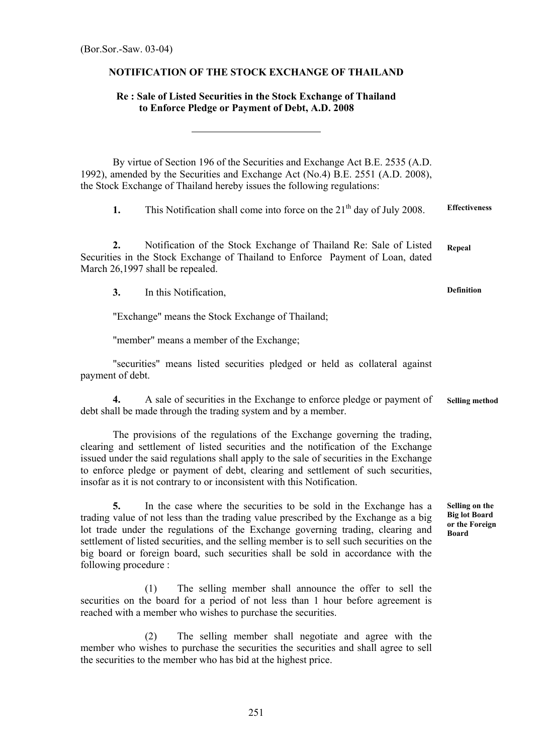(Bor.Sor.-Saw. 03-04)

# NOTIFICATION OF THE STOCK EXCHANGE OF THAILAND

## Re : Sale of Listed Securities in the Stock Exchange of Thailand to Enforce Pledge or Payment of Debt, A.D. 2008

---

By virtue of Section 196 of the Securities and Exchange Act B.E. 2535 (A.D. 1992), amended by the Securities and Exchange Act (No.4) B.E. 2551 (A.D. 2008), the Stock Exchange of Thailand hereby issues the following regulations:

**Effectiveness**

**1.** This Notification shall come into force on the 21th day of July 2008.

**Repeal**

**2.** Notification of the Stock Exchange of Thailand Re: Sale of Listed Securities in the Stock Exchange of Thailand to Enforce Payment of Loan, dated March 26,1997 shall be repealed.

**Definition**

**3.** In this Notification,

"Exchange" means the Stock Exchange of Thailand;

"member" means a member of the Exchange;

"securities" means listed securities pledged or held as collateral against payment of debt.

**Selling method**

**4.** A sale of securities in the Exchange to enforce pledge or payment of debt shall be made through the trading system and by a member.

The provisions of the regulations of the Exchange governing the trading, clearing and settlement of listed securities and the notification of the Exchange issued under the said regulations shall apply to the sale of securities in the Exchange to enforce pledge or payment of debt, clearing and settlement of such securities, insofar as it is not contrary to or inconsistent with this Notification.

**Selling on the Big lot Board or the Foreign Board**

**5.** In the case where the securities to be sold in the Exchange has a trading value of not less than the trading value prescribed by the Exchange as a big lot trade under the regulations of the Exchange governing trading, clearing and settlement of listed securities, and the selling member is to sell such securities on the big board or foreign board, such securities shall be sold in accordance with the following procedure :

(1) The selling member shall announce the offer to sell the securities on the board for a period of not less than 1 hour before agreement is reached with a member who wishes to purchase the securities.

(2) The selling member shall negotiate and agree with the member who wishes to purchase the securities the securities and shall agree to sell the securities to the member who has bid at the highest price.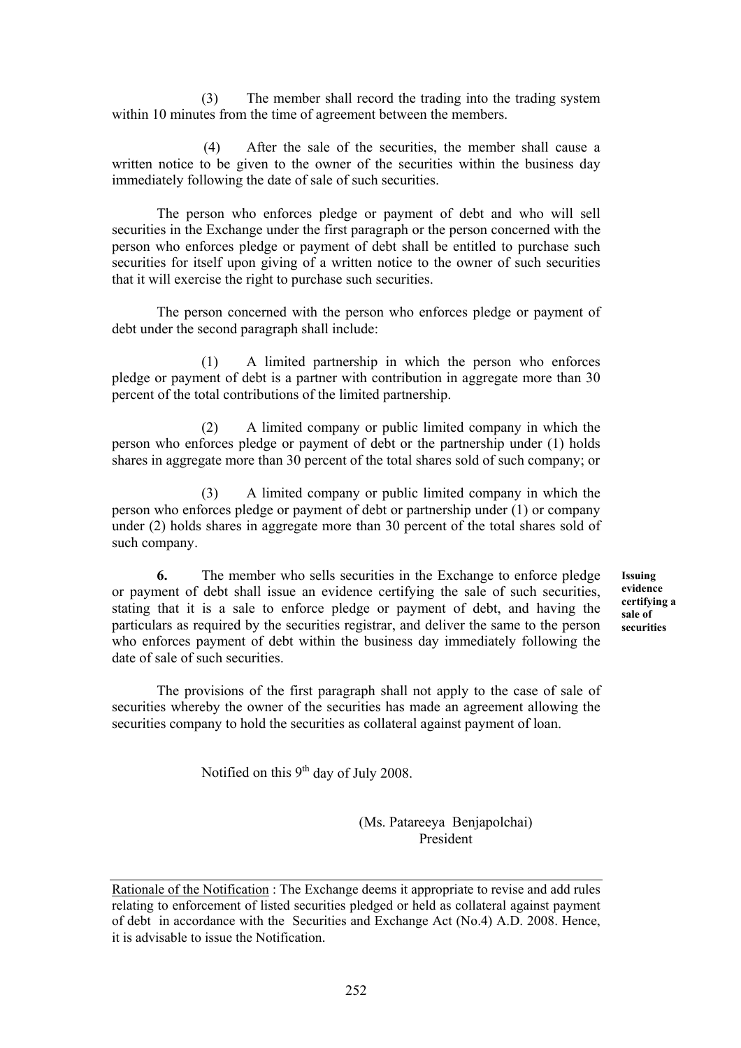(3) The member shall record the trading into the trading system within 10 minutes from the time of agreement between the members.

(4) After the sale of the securities, the member shall cause a written notice to be given to the owner of the securities within the business day immediately following the date of sale of such securities.

The person who enforces pledge or payment of debt and who will sell securities in the Exchange under the first paragraph or the person concerned with the person who enforces pledge or payment of debt shall be entitled to purchase such securities for itself upon giving of a written notice to the owner of such securities that it will exercise the right to purchase such securities.

The person concerned with the person who enforces pledge or payment of debt under the second paragraph shall include:

(1) A limited partnership in which the person who enforces pledge or payment of debt is a partner with contribution in aggregate more than 30 percent of the total contributions of the limited partnership.

(2) A limited company or public limited company in which the person who enforces pledge or payment of debt or the partnership under (1) holds shares in aggregate more than 30 percent of the total shares sold of such company; or

(3) A limited company or public limited company in which the person who enforces pledge or payment of debt or partnership under (1) or company under (2) holds shares in aggregate more than 30 percent of the total shares sold of such company.

**Issuing evidence certifying a sale of securities**

**6.** The member who sells securities in the Exchange to enforce pledge or payment of debt shall issue an evidence certifying the sale of such securities, stating that it is a sale to enforce pledge or payment of debt, and having the particulars as required by the securities registrar, and deliver the same to the person who enforces payment of debt within the business day immediately following the date of sale of such securities.

The provisions of the first paragraph shall not apply to the case of sale of securities whereby the owner of the securities has made an agreement allowing the securities company to hold the securities as collateral against payment of loan.

Notified on this 9th day of July 2008.

(Ms. Patareeya Benjapolchai)
President

---

Rationale of the Notification : The Exchange deems it appropriate to revise and add rules relating to enforcement of listed securities pledged or held as collateral against payment of debt in accordance with the Securities and Exchange Act (No.4) A.D. 2008. Hence, it is advisable to issue the Notification.